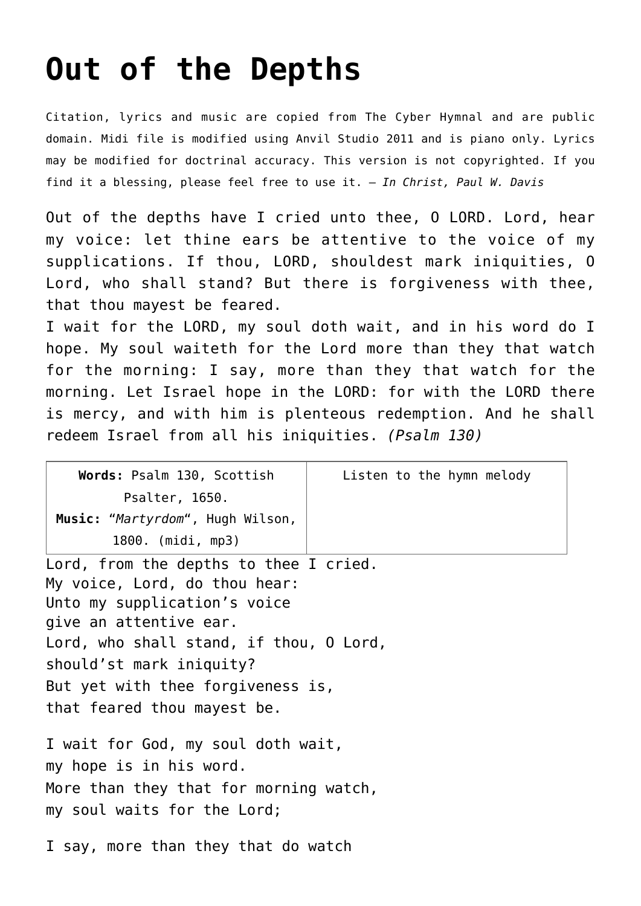# Out of the Depths

Citation, lyrics and music are copied from The Cyber Hymnal and are public domain. Midi file is modified using Anvil Studio 2011 and is piano only. Lyrics may be modified for doctrinal accuracy. This version is not copyrighted. If you find it a blessing, please feel free to use it. – *In Christ, Paul W. Davis*

Out of the depths have I cried unto thee, O LORD. Lord, hear my voice: let thine ears be attentive to the voice of my supplications. If thou, LORD, shouldest mark iniquities, O Lord, who shall stand? But there is forgiveness with thee, that thou mayest be feared.
I wait for the LORD, my soul doth wait, and in his word do I hope. My soul waiteth for the Lord more than they that watch for the morning: I say, more than they that watch for the morning. Let Israel hope in the LORD: for with the LORD there is mercy, and with him is plenteous redemption. And he shall redeem Israel from all his iniquities. *(Psalm 130)*

| **Words:** Psalm 130, Scottish Psalter, 1650. **Music:** "*Martyrdom*", Hugh Wilson, 1800. (midi, mp3) | Listen to the hymn melody |
|---|---|

Lord, from the depths to thee I cried.
My voice, Lord, do thou hear:
Unto my supplication's voice
give an attentive ear.
Lord, who shall stand, if thou, O Lord,
should'st mark iniquity?
But yet with thee forgiveness is,
that feared thou mayest be.

I wait for God, my soul doth wait,
my hope is in his word.
More than they that for morning watch,
my soul waits for the Lord;

I say, more than they that do watch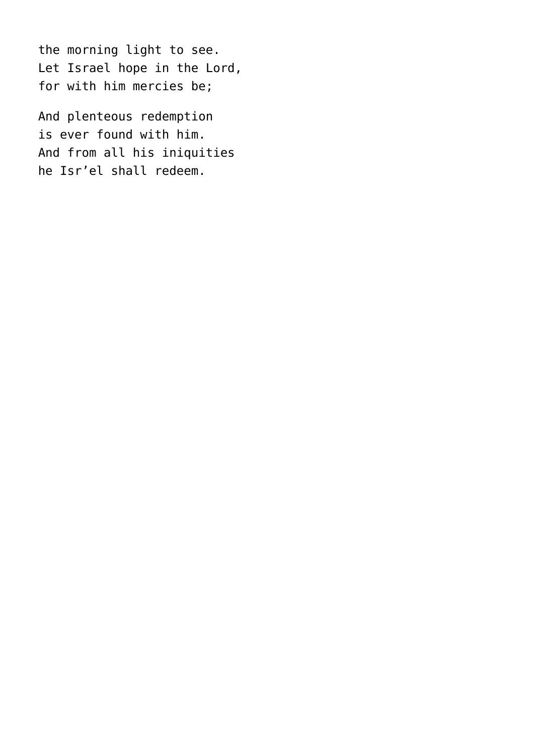the morning light to see.
Let Israel hope in the Lord,
for with him mercies be;

And plenteous redemption
is ever found with him.
And from all his iniquities
he Isr’el shall redeem.